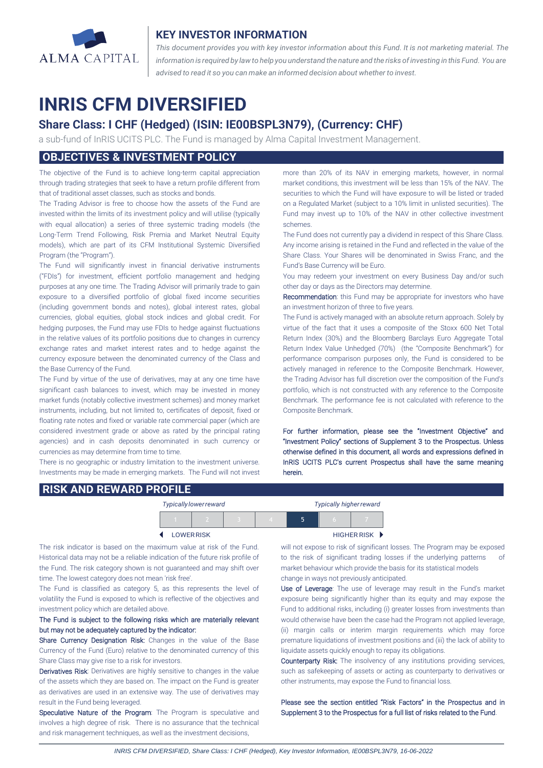## KEY INVESTOR INFORMATION

*This document provides you with key investor information about this Fund. It is not marketing material. The information is required by law to help you understand the nature and the risks of investing in this Fund. You are advised to read it so you can make an informed decision about whether to invest.*

# INRIS CFM DIVERSIFIED

## Share Class: I CHF (Hedged) (ISIN: IE00BSPL3N79), (Currency: CHF)

a sub-fund of InRIS UCITS PLC. The Fund is managed by Alma Capital Investment Management.

## OBJECTIVES & INVESTMENT POLICY

The objective of the Fund is to achieve long-term capital appreciation through trading strategies that seek to have a return profile different from that of traditional asset classes, such as stocks and bonds.

The Trading Advisor is free to choose how the assets of the Fund are invested within the limits of its investment policy and will utilise (typically with equal allocation) a series of three systemic trading models (the Long-Term Trend Following, Risk Premia and Market Neutral Equity models), which are part of its CFM Institutional Systemic Diversified Program (the "Program").

The Fund will significantly invest in financial derivative instruments ("FDIs") for investment, efficient portfolio management and hedging purposes at any one time. The Trading Advisor will primarily trade to gain exposure to a diversified portfolio of global fixed income securities (including government bonds and notes), global interest rates, global currencies, global equities, global stock indices and global credit. For hedging purposes, the Fund may use FDIs to hedge against fluctuations in the relative values of its portfolio positions due to changes in currency exchange rates and market interest rates and to hedge against the currency exposure between the denominated currency of the Class and the Base Currency of the Fund.

The Fund by virtue of the use of derivatives, may at any one time have significant cash balances to invest, which may be invested in money market funds (notably collective investment schemes) and money market instruments, including, but not limited to, certificates of deposit, fixed or floating rate notes and fixed or variable rate commercial paper (which are considered investment grade or above as rated by the principal rating agencies) and in cash deposits denominated in such currency or currencies as may determine from time to time.

There is no geographic or industry limitation to the investment universe. Investments may be made in emerging markets. The Fund will not invest more than 20% of its NAV in emerging markets, however, in normal market conditions, this investment will be less than 15% of the NAV. The securities to which the Fund will have exposure to will be listed or traded on a Regulated Market (subject to a 10% limit in unlisted securities). The Fund may invest up to 10% of the NAV in other collective investment schemes.

The Fund does not currently pay a dividend in respect of this Share Class. Any income arising is retained in the Fund and reflected in the value of the Share Class. Your Shares will be denominated in Swiss Franc, and the Fund's Base Currency will be Euro.

You may redeem your investment on every Business Day and/or such other day or days as the Directors may determine.

**Recommendation**: this Fund may be appropriate for investors who have an investment horizon of three to five years.

The Fund is actively managed with an absolute return approach. Solely by virtue of the fact that it uses a composite of the Stoxx 600 Net Total Return Index (30%) and the Bloomberg Barclays Euro Aggregate Total Return Index Value Unhedged (70%) (the "Composite Benchmark") for performance comparison purposes only, the Fund is considered to be actively managed in reference to the Composite Benchmark. However, the Trading Advisor has full discretion over the composition of the Fund's portfolio, which is not constructed with any reference to the Composite Benchmark. The performance fee is not calculated with reference to the Composite Benchmark.

For further information, please see the "Investment Objective" and "Investment Policy" sections of Supplement 3 to the Prospectus. Unless otherwise defined in this document, all words and expressions defined in InRIS UCITS PLC's current Prospectus shall have the same meaning herein.

## RISK AND REWARD PROFILE

| *Typically lower reward* | | | | | | *Typically higher reward* |
|---|---|---|---|---|---|---|
| 1 | 2 | 3 | 4 | **5** | 6 | 7 |
| ◀ LOWER RISK | | | | | | HIGHER RISK ▶ |

The risk indicator is based on the maximum value at risk of the Fund. Historical data may not be a reliable indication of the future risk profile of the Fund. The risk category shown is not guaranteed and may shift over time. The lowest category does not mean 'risk free'.

The Fund is classified as category 5, as this represents the level of volatility the Fund is exposed to which is reflective of the objectives and investment policy which are detailed above.

**The Fund is subject to the following risks which are materially relevant but may not be adequately captured by the indicator:**

**Share Currency Designation Risk:** Changes in the value of the Base Currency of the Fund (Euro) relative to the denominated currency of this Share Class may give rise to a risk for investors.

**Derivatives Risk**: Derivatives are highly sensitive to changes in the value of the assets which they are based on. The impact on the Fund is greater as derivatives are used in an extensive way. The use of derivatives may result in the Fund being leveraged.

**Speculative Nature of the Program**: The Program is speculative and involves a high degree of risk. There is no assurance that the technical and risk management techniques, as well as the investment decisions, will not expose to risk of significant losses. The Program may be exposed to the risk of significant trading losses if the underlying patterns of market behaviour which provide the basis for its statistical models change in ways not previously anticipated.

**Use of Leverage**: The use of leverage may result in the Fund's market exposure being significantly higher than its equity and may expose the Fund to additional risks, including (i) greater losses from investments than would otherwise have been the case had the Program not applied leverage, (ii) margin calls or interim margin requirements which may force premature liquidations of investment positions and (iii) the lack of ability to liquidate assets quickly enough to repay its obligations.

**Counterparty Risk:** The insolvency of any institutions providing services, such as safekeeping of assets or acting as counterparty to derivatives or other instruments, may expose the Fund to financial loss.

Please see the section entitled "Risk Factors" in the Prospectus and in Supplement 3 to the Prospectus for a full list of risks related to the Fund.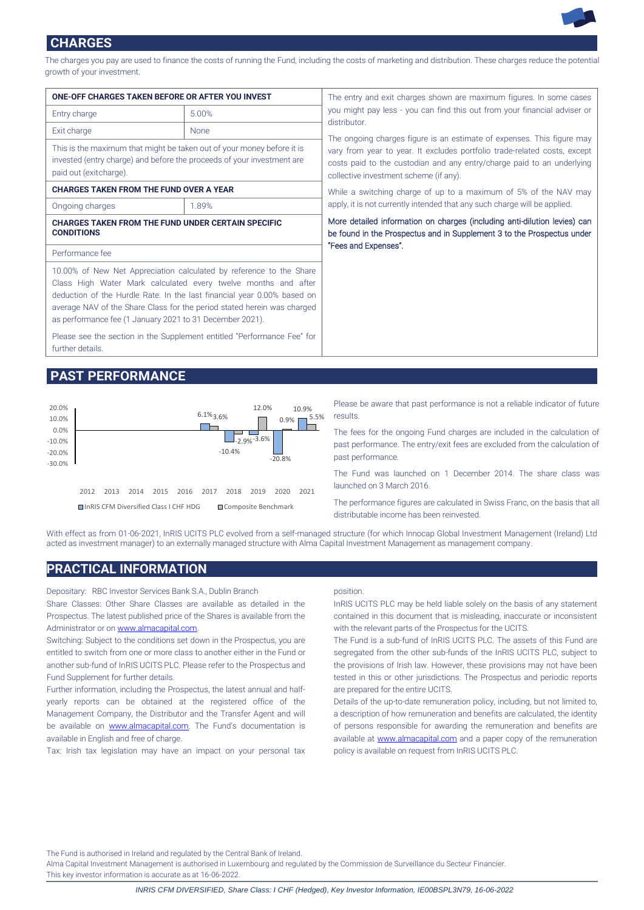## CHARGES

The charges you pay are used to finance the costs of running the Fund, including the costs of marketing and distribution. These charges reduce the potential growth of your investment.

| ONE-OFF CHARGES TAKEN BEFORE OR AFTER YOU INVEST | |
|---|---|
| Entry charge | 5.00% |
| Exit charge | None |
| This is the maximum that might be taken out of your money before it is invested (entry charge) and before the proceeds of your investment are paid out (exitcharge). | |
| **CHARGES TAKEN FROM THE FUND OVER A YEAR** | |
| Ongoing charges | 1.89% |
| **CHARGES TAKEN FROM THE FUND UNDER CERTAIN SPECIFIC CONDITIONS** | |
| Performance fee | |
| 10.00% of New Net Appreciation calculated by reference to the Share Class High Water Mark calculated every twelve months and after deduction of the Hurdle Rate. In the last financial year 0.00% based on average NAV of the Share Class for the period stated herein was charged as performance fee (1 January 2021 to 31 December 2021). Please see the section in the Supplement entitled "Performance Fee" for further details. | |

The entry and exit charges shown are maximum figures. In some cases you might pay less - you can find this out from your financial adviser or distributor.

The ongoing charges figure is an estimate of expenses. This figure may vary from year to year. It excludes portfolio trade-related costs, except costs paid to the custodian and any entry/charge paid to an underlying collective investment scheme (if any).

While a switching charge of up to a maximum of 5% of the NAV may apply, it is not currently intended that any such charge will be applied.

More detailed information on charges (including anti-dilution levies) can be found in the Prospectus and in Supplement 3 to the Prospectus under "Fees and Expenses".

## PAST PERFORMANCE

20.0%
10.0%
0.0%
-10.0%
-20.0%
-30.0%

6.1% 3.6%
-10.4%
-2.9% -3.6%
12.0%
-20.8%
0.9%
10.9% 5.5%

2012 2013 2014 2015 2016 2017 2018 2019 2020 2021

InRIS CFM Diversified Class I CHF HDG
Composite Benchmark

Please be aware that past performance is not a reliable indicator of future results.

The fees for the ongoing Fund charges are included in the calculation of past performance. The entry/exit fees are excluded from the calculation of past performance.

The Fund was launched on 1 December 2014. The share class was launched on 3 March 2016.

The performance figures are calculated in Swiss Franc, on the basis that all distributable income has been reinvested.

With effect as from 01-06-2021, InRIS UCITS PLC evolved from a self-managed structure (for which Innocap Global Investment Management (Ireland) Ltd acted as investment manager) to an externally managed structure with Alma Capital Investment Management as management company.

## PRACTICAL INFORMATION

Depositary: RBC Investor Services Bank S.A., Dublin Branch

Share Classes: Other Share Classes are available as detailed in the Prospectus. The latest published price of the Shares is available from the Administrator or on www.almacapital.com.

Switching: Subject to the conditions set down in the Prospectus, you are entitled to switch from one or more class to another either in the Fund or another sub-fund of InRIS UCITS PLC. Please refer to the Prospectus and Fund Supplement for further details.

Further information, including the Prospectus, the latest annual and half-yearly reports can be obtained at the registered office of the Management Company, the Distributor and the Transfer Agent and will be available on www.almacapital.com. The Fund's documentation is available in English and free of charge.

Tax: Irish tax legislation may have an impact on your personal tax position.

InRIS UCITS PLC may be held liable solely on the basis of any statement contained in this document that is misleading, inaccurate or inconsistent with the relevant parts of the Prospectus for the UCITS.

The Fund is a sub-fund of InRIS UCITS PLC. The assets of this Fund are segregated from the other sub-funds of the InRIS UCITS PLC, subject to the provisions of Irish law. However, these provisions may not have been tested in this or other jurisdictions. The Prospectus and periodic reports are prepared for the entire UCITS.

Details of the up-to-date remuneration policy, including, but not limited to, a description of how remuneration and benefits are calculated, the identity of persons responsible for awarding the remuneration and benefits are available at www.almacapital.com and a paper copy of the remuneration policy is available on request from InRIS UCITS PLC.

The Fund is authorised in Ireland and regulated by the Central Bank of Ireland.
Alma Capital Investment Management is authorised in Luxembourg and regulated by the Commission de Surveillance du Secteur Financier.
This key investor information is accurate as at 16-06-2022.